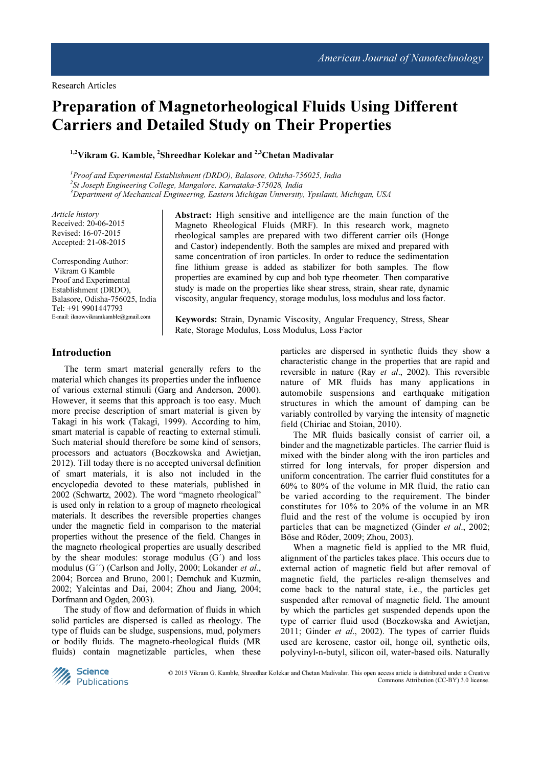Research Articles

# Preparation of Magnetorheological Fluids Using Different Carriers and Detailed Study on Their Properties

**[1,2]Vikram G. Kamble, [2]Shreedhar Kolekar and [2,3]Chetan Madivalar**

*[1]Proof and Experimental Establishment (DRDO), Balasore, Odisha-756025, India*
*[2]St Joseph Engineering College, Mangalore, Karnataka-575028, India*
*[3]Department of Mechanical Engineering, Eastern Michigan University, Ypsilanti, Michigan, USA*

*Article history*
Received: 20-06-2015
Revised: 16-07-2015
Accepted: 21-08-2015

Corresponding Author:
Vikram G Kamble
Proof and Experimental Establishment (DRDO), Balasore, Odisha-756025, India
Tel: +91 9901447793
E-mail: iknowvikramkamble@gmail.com

**Abstract:** High sensitive and intelligence are the main function of the Magneto Rheological Fluids (MRF). In this research work, magneto rheological samples are prepared with two different carrier oils (Honge and Castor) independently. Both the samples are mixed and prepared with same concentration of iron particles. In order to reduce the sedimentation fine lithium grease is added as stabilizer for both samples. The flow properties are examined by cup and bob type rheometer. Then comparative study is made on the properties like shear stress, strain, shear rate, dynamic viscosity, angular frequency, storage modulus, loss modulus and loss factor.

**Keywords:** Strain, Dynamic Viscosity, Angular Frequency, Stress, Shear Rate, Storage Modulus, Loss Modulus, Loss Factor

## Introduction

The term smart material generally refers to the material which changes its properties under the influence of various external stimuli (Garg and Anderson, 2000). However, it seems that this approach is too easy. Much more precise description of smart material is given by Takagi in his work (Takagi, 1999). According to him, smart material is capable of reacting to external stimuli. Such material should therefore be some kind of sensors, processors and actuators (Boczkowska and Awietjan, 2012). Till today there is no accepted universal definition of smart materials, it is also not included in the encyclopedia devoted to these materials, published in 2002 (Schwartz, 2002). The word "magneto rheological" is used only in relation to a group of magneto rheological materials. It describes the reversible properties changes under the magnetic field in comparison to the material properties without the presence of the field. Changes in the magneto rheological properties are usually described by the shear modules: storage modulus (G´) and loss modulus (G´´) (Carlson and Jolly, 2000; Lokander *et al*., 2004; Borcea and Bruno, 2001; Demchuk and Kuzmin, 2002; Yalcintas and Dai, 2004; Zhou and Jiang, 2004; Dorfmann and Ogden, 2003).

The study of flow and deformation of fluids in which solid particles are dispersed is called as rheology. The type of fluids can be sludge, suspensions, mud, polymers or bodily fluids. The magneto-rheological fluids (MR fluids) contain magnetizable particles, when these particles are dispersed in synthetic fluids they show a characteristic change in the properties that are rapid and reversible in nature (Ray *et al*., 2002). This reversible nature of MR fluids has many applications in automobile suspensions and earthquake mitigation structures in which the amount of damping can be variably controlled by varying the intensity of magnetic field (Chiriac and Stoian, 2010).

The MR fluids basically consist of carrier oil, a binder and the magnetizable particles. The carrier fluid is mixed with the binder along with the iron particles and stirred for long intervals, for proper dispersion and uniform concentration. The carrier fluid constitutes for a 60% to 80% of the volume in MR fluid, the ratio can be varied according to the requirement. The binder constitutes for 10% to 20% of the volume in an MR fluid and the rest of the volume is occupied by iron particles that can be magnetized (Ginder *et al*., 2002; Böse and Röder, 2009; Zhou, 2003).

When a magnetic field is applied to the MR fluid, alignment of the particles takes place. This occurs due to external action of magnetic field but after removal of magnetic field, the particles re-align themselves and come back to the natural state, i.e., the particles get suspended after removal of magnetic field. The amount by which the particles get suspended depends upon the type of carrier fluid used (Boczkowska and Awietjan, 2011; Ginder *et al*., 2002). The types of carrier fluids used are kerosene, castor oil, honge oil, synthetic oils, polyvinyl-n-butyl, silicon oil, water-based oils. Naturally

© 2015 Vikram G. Kamble, Shreedhar Kolekar and Chetan Madivalar. This open access article is distributed under a Creative Commons Attribution (CC-BY) 3.0 license.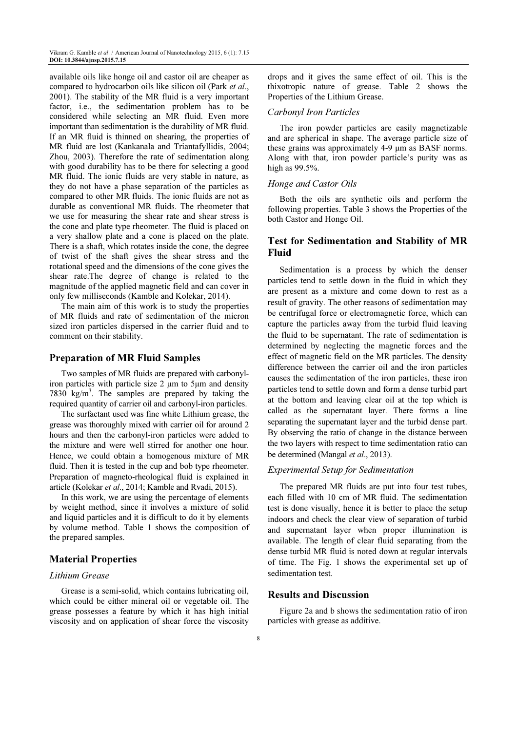available oils like honge oil and castor oil are cheaper as compared to hydrocarbon oils like silicon oil (Park *et al*., 2001). The stability of the MR fluid is a very important factor, i.e., the sedimentation problem has to be considered while selecting an MR fluid. Even more important than sedimentation is the durability of MR fluid. If an MR fluid is thinned on shearing, the properties of MR fluid are lost (Kankanala and Triantafyllidis, 2004; Zhou, 2003). Therefore the rate of sedimentation along with good durability has to be there for selecting a good MR fluid. The ionic fluids are very stable in nature, as they do not have a phase separation of the particles as compared to other MR fluids. The ionic fluids are not as durable as conventional MR fluids. The rheometer that we use for measuring the shear rate and shear stress is the cone and plate type rheometer. The fluid is placed on a very shallow plate and a cone is placed on the plate. There is a shaft, which rotates inside the cone, the degree of twist of the shaft gives the shear stress and the rotational speed and the dimensions of the cone gives the shear rate.The degree of change is related to the magnitude of the applied magnetic field and can cover in only few milliseconds (Kamble and Kolekar, 2014).

The main aim of this work is to study the properties of MR fluids and rate of sedimentation of the micron sized iron particles dispersed in the carrier fluid and to comment on their stability.

## Preparation of MR Fluid Samples

Two samples of MR fluids are prepared with carbonyl-iron particles with particle size 2 µm to 5µm and density 7830 kg/m$^3$. The samples are prepared by taking the required quantity of carrier oil and carbonyl-iron particles.

The surfactant used was fine white Lithium grease, the grease was thoroughly mixed with carrier oil for around 2 hours and then the carbonyl-iron particles were added to the mixture and were well stirred for another one hour. Hence, we could obtain a homogenous mixture of MR fluid. Then it is tested in the cup and bob type rheometer. Preparation of magneto-rheological fluid is explained in article (Kolekar *et al*., 2014; Kamble and Rvadi, 2015).

In this work, we are using the percentage of elements by weight method, since it involves a mixture of solid and liquid particles and it is difficult to do it by elements by volume method. Table 1 shows the composition of the prepared samples.

## Material Properties

### *Lithium Grease*

Grease is a semi-solid, which contains lubricating oil, which could be either mineral oil or vegetable oil. The grease possesses a feature by which it has high initial viscosity and on application of shear force the viscosity drops and it gives the same effect of oil. This is the thixotropic nature of grease. Table 2 shows the Properties of the Lithium Grease.

### *Carbonyl Iron Particles*

The iron powder particles are easily magnetizable and are spherical in shape. The average particle size of these grains was approximately 4-9 µm as BASF norms. Along with that, iron powder particle's purity was as high as 99.5%.

### *Honge and Castor Oils*

Both the oils are synthetic oils and perform the following properties. Table 3 shows the Properties of the both Castor and Honge Oil.

## Test for Sedimentation and Stability of MR Fluid

Sedimentation is a process by which the denser particles tend to settle down in the fluid in which they are present as a mixture and come down to rest as a result of gravity. The other reasons of sedimentation may be centrifugal force or electromagnetic force, which can capture the particles away from the turbid fluid leaving the fluid to be supernatant. The rate of sedimentation is determined by neglecting the magnetic forces and the effect of magnetic field on the MR particles. The density difference between the carrier oil and the iron particles causes the sedimentation of the iron particles, these iron particles tend to settle down and form a dense turbid part at the bottom and leaving clear oil at the top which is called as the supernatant layer. There forms a line separating the supernatant layer and the turbid dense part. By observing the ratio of change in the distance between the two layers with respect to time sedimentation ratio can be determined (Mangal *et al*., 2013).

### *Experimental Setup for Sedimentation*

The prepared MR fluids are put into four test tubes, each filled with 10 cm of MR fluid. The sedimentation test is done visually, hence it is better to place the setup indoors and check the clear view of separation of turbid and supernatant layer when proper illumination is available. The length of clear fluid separating from the dense turbid MR fluid is noted down at regular intervals of time. The Fig. 1 shows the experimental set up of sedimentation test.

## Results and Discussion

Figure 2a and b shows the sedimentation ratio of iron particles with grease as additive.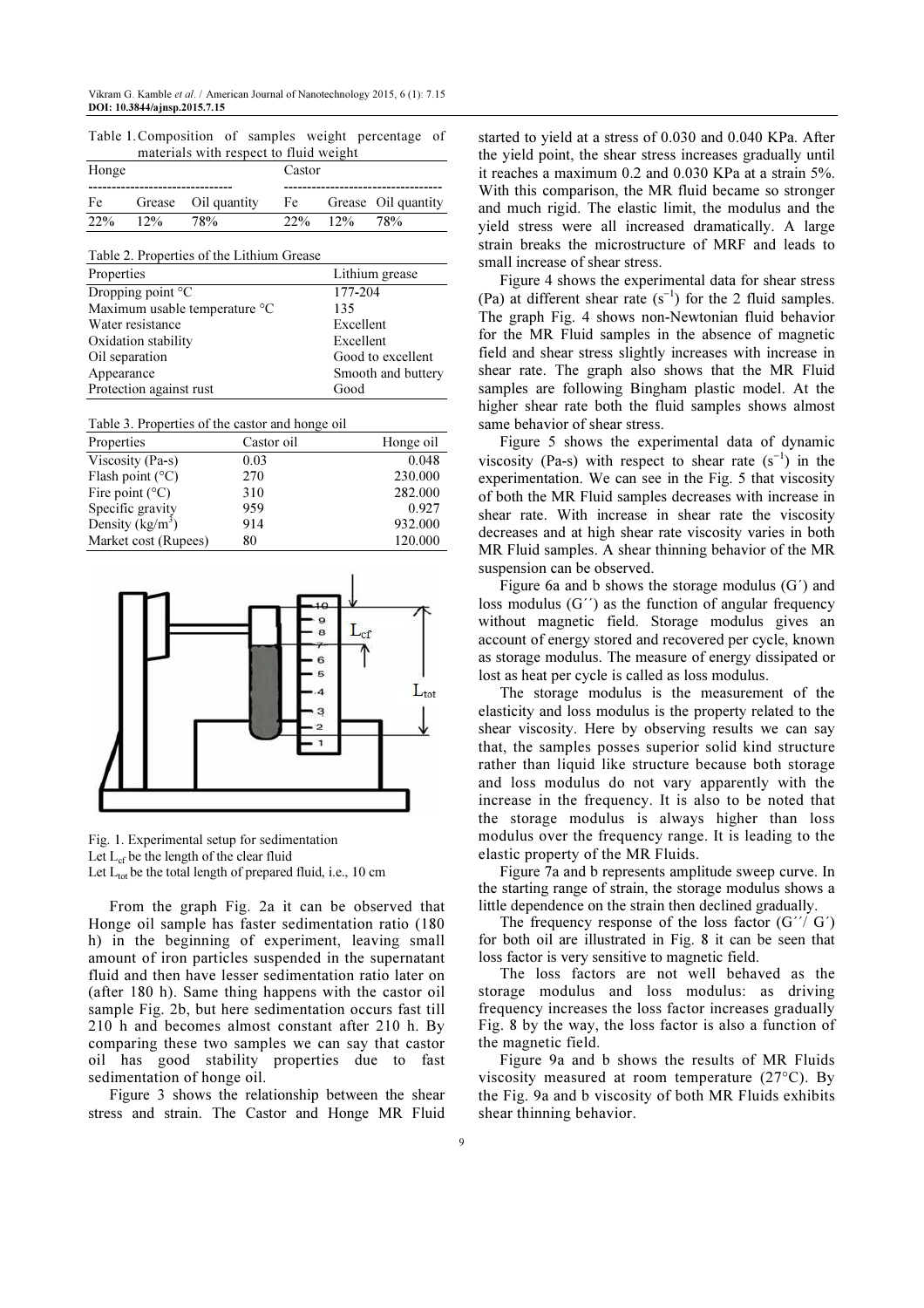Table 1. Composition of samples weight percentage of materials with respect to fluid weight

| Honge | | | Castor | | |
|---|---|---|---|---|---|
| Fe | Grease | Oil quantity | Fe | Grease | Oil quantity |
| 22% | 12% | 78% | 22% | 12% | 78% |

Table 2. Properties of the Lithium Grease

| Properties | Lithium grease |
|---|---|
| Dropping point °C | 177-204 |
| Maximum usable temperature °C | 135 |
| Water resistance | Excellent |
| Oxidation stability | Excellent |
| Oil separation | Good to excellent |
| Appearance | Smooth and buttery |
| Protection against rust | Good |

Table 3. Properties of the castor and honge oil

| Properties | Castor oil | Honge oil |
|---|---|---|
| Viscosity (Pa-s) | 0.03 | 0.048 |
| Flash point (°C) | 270 | 230.000 |
| Fire point (°C) | 310 | 282.000 |
| Specific gravity | 959 | 0.927 |
| Density (kg/m$^3$) | 914 | 932.000 |
| Market cost (Rupees) | 80 | 120.000 |

Fig. 1. Experimental setup for sedimentation
Let $L_{cf}$ be the length of the clear fluid
Let $L_{tot}$ be the total length of prepared fluid, i.e., 10 cm

From the graph Fig. 2a it can be observed that Honge oil sample has faster sedimentation ratio (180 h) in the beginning of experiment, leaving small amount of iron particles suspended in the supernatant fluid and then have lesser sedimentation ratio later on (after 180 h). Same thing happens with the castor oil sample Fig. 2b, but here sedimentation occurs fast till 210 h and becomes almost constant after 210 h. By comparing these two samples we can say that castor oil has good stability properties due to fast sedimentation of honge oil.

Figure 3 shows the relationship between the shear stress and strain. The Castor and Honge MR Fluid started to yield at a stress of 0.030 and 0.040 KPa. After the yield point, the shear stress increases gradually until it reaches a maximum 0.2 and 0.030 KPa at a strain 5%. With this comparison, the MR fluid became so stronger and much rigid. The elastic limit, the modulus and the yield stress were all increased dramatically. A large strain breaks the microstructure of MRF and leads to small increase of shear stress.

Figure 4 shows the experimental data for shear stress (Pa) at different shear rate (s$^{-1}$) for the 2 fluid samples. The graph Fig. 4 shows non-Newtonian fluid behavior for the MR Fluid samples in the absence of magnetic field and shear stress slightly increases with increase in shear rate. The graph also shows that the MR Fluid samples are following Bingham plastic model. At the higher shear rate both the fluid samples shows almost same behavior of shear stress.

Figure 5 shows the experimental data of dynamic viscosity (Pa-s) with respect to shear rate (s$^{-1}$) in the experimentation. We can see in the Fig. 5 that viscosity of both the MR Fluid samples decreases with increase in shear rate. With increase in shear rate the viscosity decreases and at high shear rate viscosity varies in both MR Fluid samples. A shear thinning behavior of the MR suspension can be observed.

Figure 6a and b shows the storage modulus (G´) and loss modulus (G´´) as the function of angular frequency without magnetic field. Storage modulus gives an account of energy stored and recovered per cycle, known as storage modulus. The measure of energy dissipated or lost as heat per cycle is called as loss modulus.

The storage modulus is the measurement of the elasticity and loss modulus is the property related to the shear viscosity. Here by observing results we can say that, the samples posses superior solid kind structure rather than liquid like structure because both storage and loss modulus do not vary apparently with the increase in the frequency. It is also to be noted that the storage modulus is always higher than loss modulus over the frequency range. It is leading to the elastic property of the MR Fluids.

Figure 7a and b represents amplitude sweep curve. In the starting range of strain, the storage modulus shows a little dependence on the strain then declined gradually.

The frequency response of the loss factor (G´´/ G´) for both oil are illustrated in Fig. 8 it can be seen that loss factor is very sensitive to magnetic field.

The loss factors are not well behaved as the storage modulus and loss modulus: as driving frequency increases the loss factor increases gradually Fig. 8 by the way, the loss factor is also a function of the magnetic field.

Figure 9a and b shows the results of MR Fluids viscosity measured at room temperature (27°C). By the Fig. 9a and b viscosity of both MR Fluids exhibits shear thinning behavior.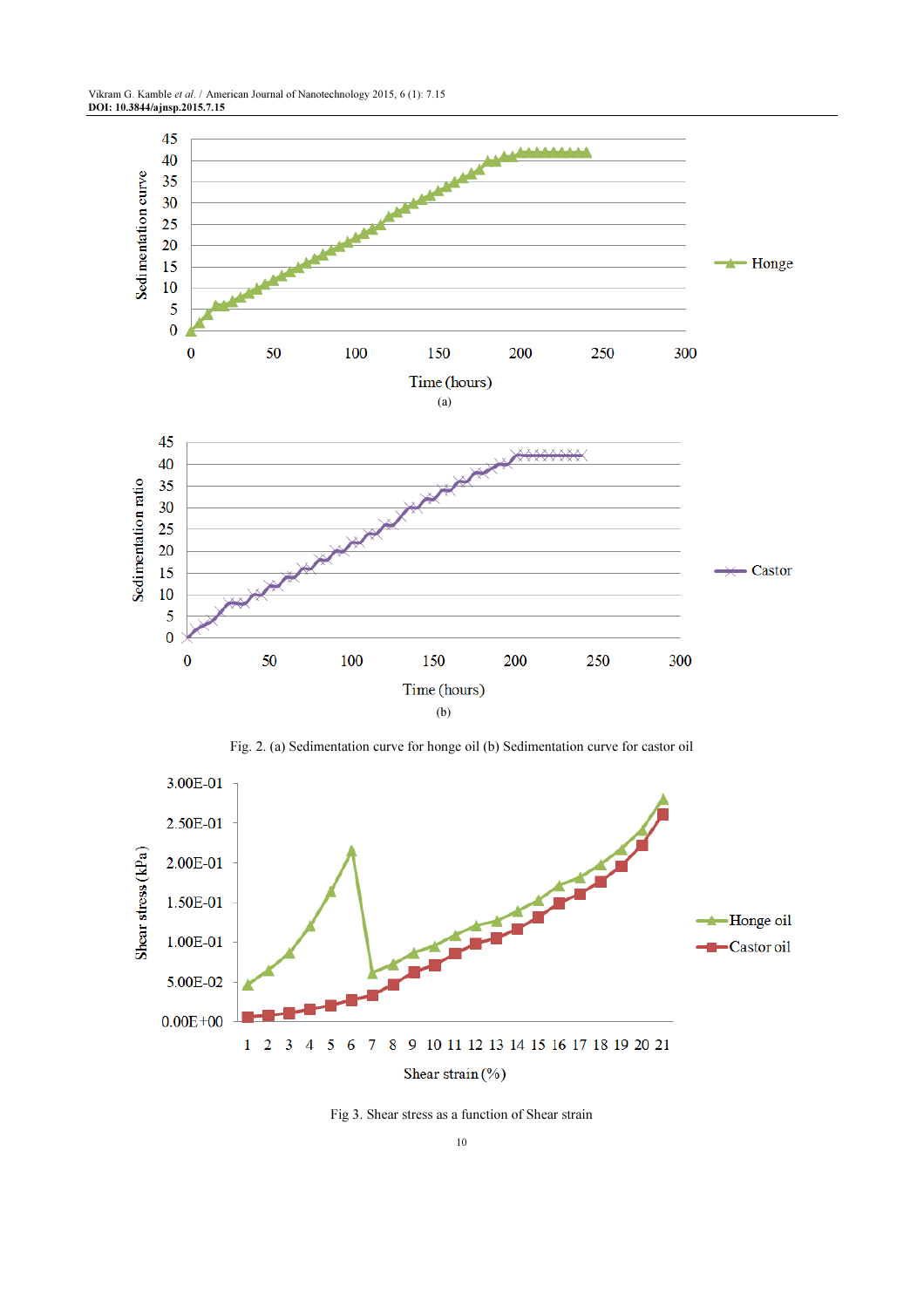Fig. 2. (a) Sedimentation curve for honge oil (b) Sedimentation curve for castor oil

Fig 3. Shear stress as a function of Shear strain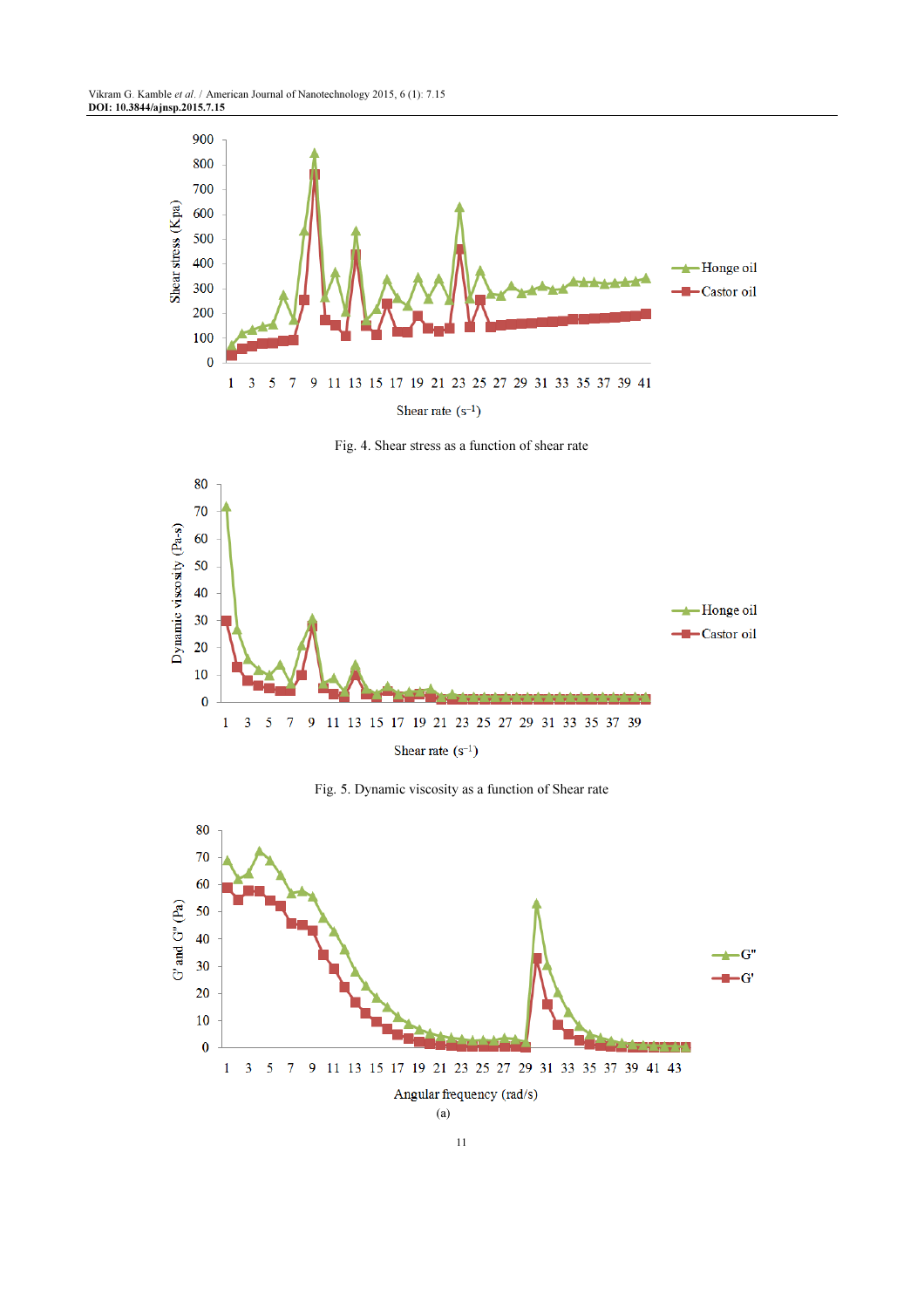Fig. 4. Shear stress as a function of shear rate

Fig. 5. Dynamic viscosity as a function of Shear rate

(a)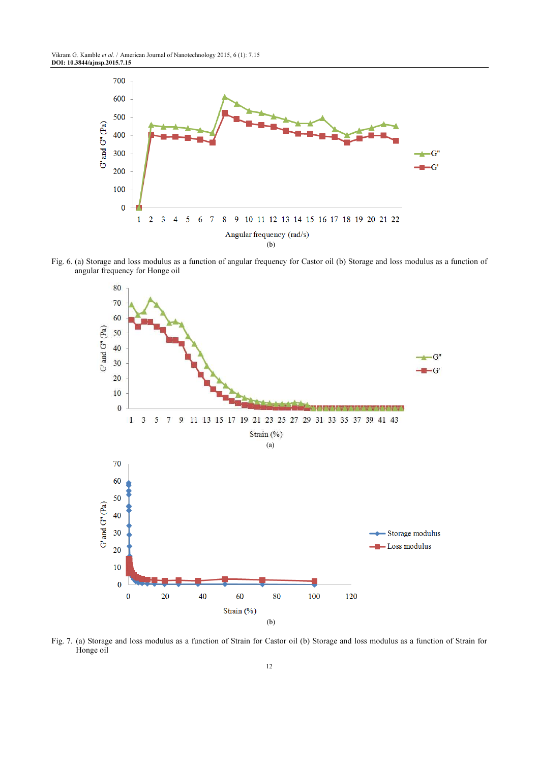(b)

Fig. 6. (a) Storage and loss modulus as a function of angular frequency for Castor oil (b) Storage and loss modulus as a function of angular frequency for Honge oil

(a)

(b)

Fig. 7. (a) Storage and loss modulus as a function of Strain for Castor oil (b) Storage and loss modulus as a function of Strain for Honge oil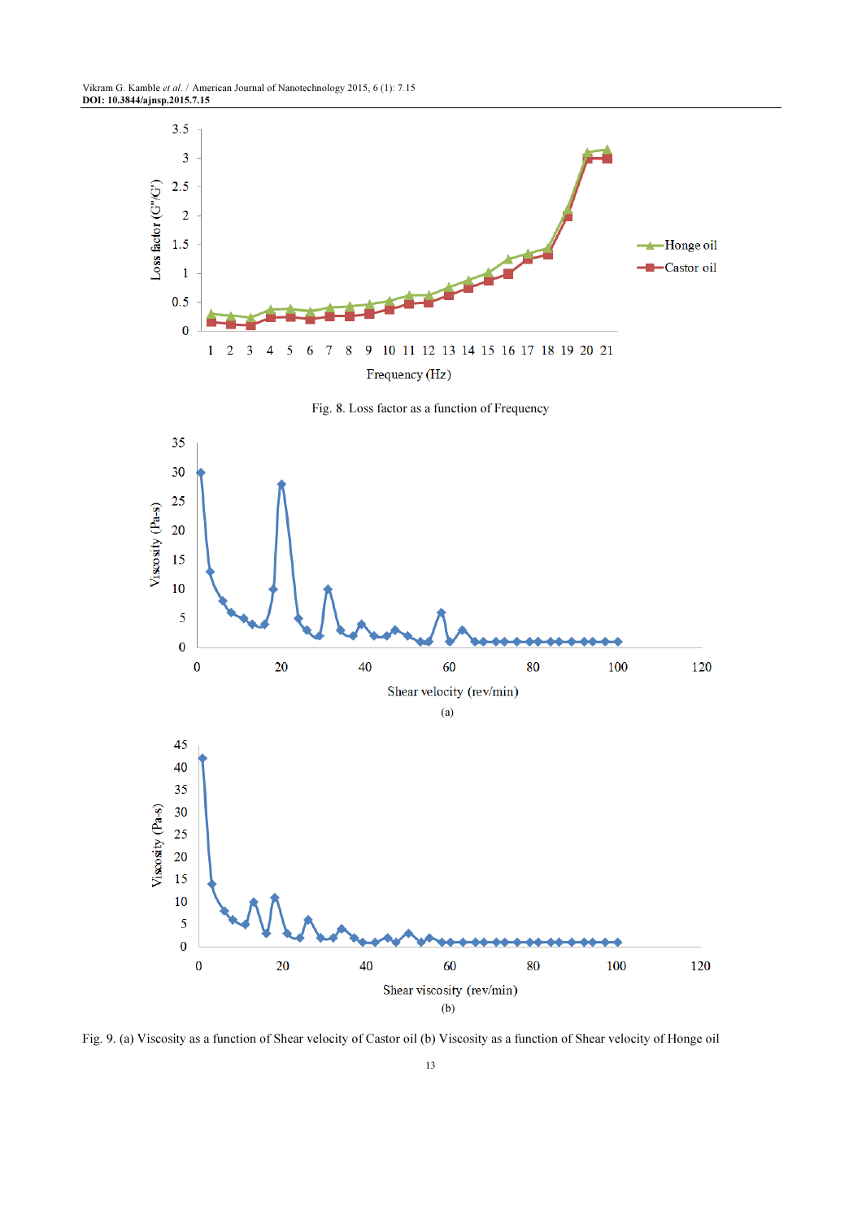Fig. 8. Loss factor as a function of Frequency

(a)

(b)

Fig. 9. (a) Viscosity as a function of Shear velocity of Castor oil (b) Viscosity as a function of Shear velocity of Honge oil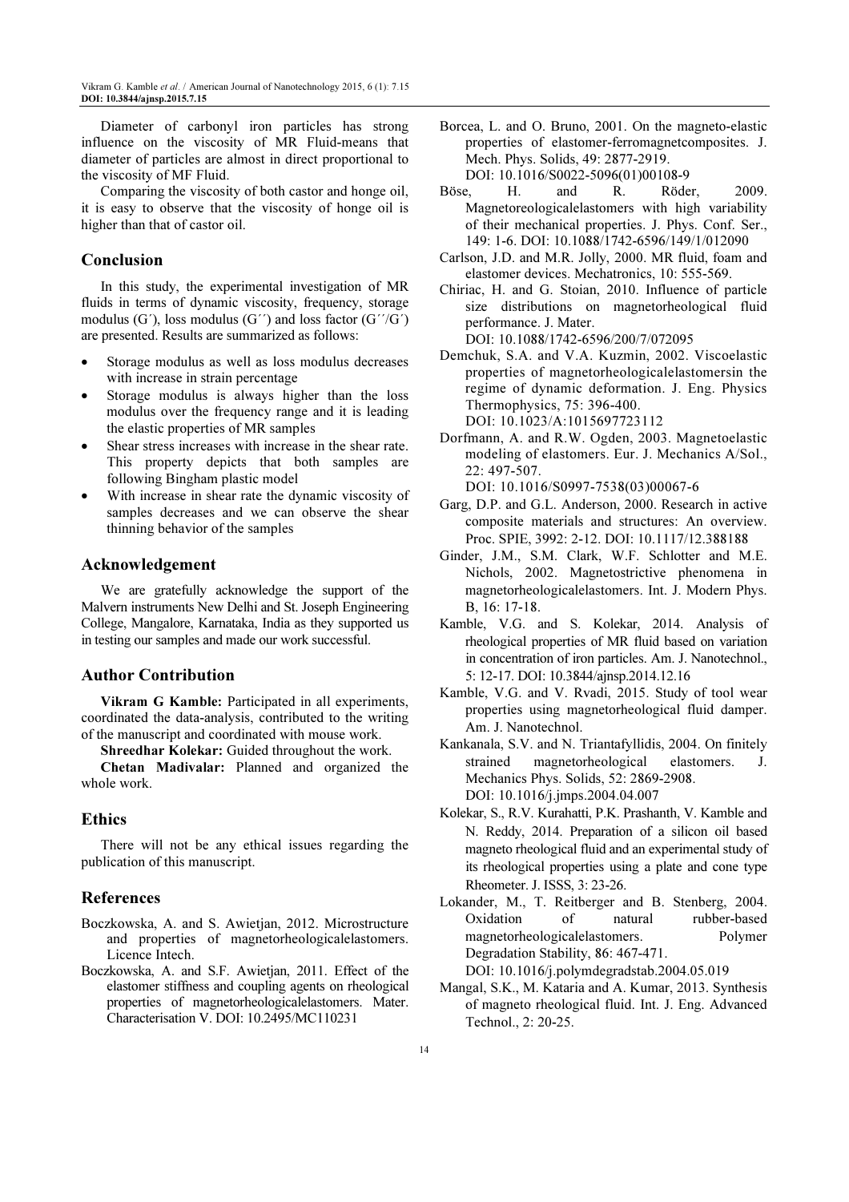Diameter of carbonyl iron particles has strong influence on the viscosity of MR Fluid-means that diameter of particles are almost in direct proportional to the viscosity of MF Fluid.

Comparing the viscosity of both castor and honge oil, it is easy to observe that the viscosity of honge oil is higher than that of castor oil.

## Conclusion

In this study, the experimental investigation of MR fluids in terms of dynamic viscosity, frequency, storage modulus (G´), loss modulus (G´´) and loss factor (G´´/G´) are presented. Results are summarized as follows:

- Storage modulus as well as loss modulus decreases with increase in strain percentage
- Storage modulus is always higher than the loss modulus over the frequency range and it is leading the elastic properties of MR samples
- Shear stress increases with increase in the shear rate. This property depicts that both samples are following Bingham plastic model
- With increase in shear rate the dynamic viscosity of samples decreases and we can observe the shear thinning behavior of the samples

## Acknowledgement

We are gratefully acknowledge the support of the Malvern instruments New Delhi and St. Joseph Engineering College, Mangalore, Karnataka, India as they supported us in testing our samples and made our work successful.

## Author Contribution

**Vikram G Kamble:** Participated in all experiments, coordinated the data-analysis, contributed to the writing of the manuscript and coordinated with mouse work.

**Shreedhar Kolekar:** Guided throughout the work.

**Chetan Madivalar:** Planned and organized the whole work.

## Ethics

There will not be any ethical issues regarding the publication of this manuscript.

## References

Boczkowska, A. and S. Awietjan, 2012. Microstructure and properties of magnetorheologicalelastomers. Licence Intech.

Boczkowska, A. and S.F. Awietjan, 2011. Effect of the elastomer stiffness and coupling agents on rheological properties of magnetorheologicalelastomers. Mater. Characterisation V. DOI: 10.2495/MC110231

Borcea, L. and O. Bruno, 2001. On the magneto-elastic properties of elastomer-ferromagnetcomposites. J. Mech. Phys. Solids, 49: 2877-2919. DOI: 10.1016/S0022-5096(01)00108-9

Böse, H. and R. Röder, 2009. Magnetoreologicalelastomers with high variability of their mechanical properties. J. Phys. Conf. Ser., 149: 1-6. DOI: 10.1088/1742-6596/149/1/012090

Carlson, J.D. and M.R. Jolly, 2000. MR fluid, foam and elastomer devices. Mechatronics, 10: 555-569.

Chiriac, H. and G. Stoian, 2010. Influence of particle size distributions on magnetorheological fluid performance. J. Mater. DOI: 10.1088/1742-6596/200/7/072095

Demchuk, S.A. and V.A. Kuzmin, 2002. Viscoelastic properties of magnetorheologicalelastomersin the regime of dynamic deformation. J. Eng. Physics Thermophysics, 75: 396-400. DOI: 10.1023/A:1015697723112

Dorfmann, A. and R.W. Ogden, 2003. Magnetoelastic modeling of elastomers. Eur. J. Mechanics A/Sol., 22: 497-507. DOI: 10.1016/S0997-7538(03)00067-6

Garg, D.P. and G.L. Anderson, 2000. Research in active composite materials and structures: An overview. Proc. SPIE, 3992: 2-12. DOI: 10.1117/12.388188

Ginder, J.M., S.M. Clark, W.F. Schlotter and M.E. Nichols, 2002. Magnetostrictive phenomena in magnetorheologicalelastomers. Int. J. Modern Phys. B, 16: 17-18.

Kamble, V.G. and S. Kolekar, 2014. Analysis of rheological properties of MR fluid based on variation in concentration of iron particles. Am. J. Nanotechnol., 5: 12-17. DOI: 10.3844/ajnsp.2014.12.16

Kamble, V.G. and V. Rvadi, 2015. Study of tool wear properties using magnetorheological fluid damper. Am. J. Nanotechnol.

Kankanala, S.V. and N. Triantafyllidis, 2004. On finitely strained magnetorheological elastomers. J. Mechanics Phys. Solids, 52: 2869-2908. DOI: 10.1016/j.jmps.2004.04.007

Kolekar, S., R.V. Kurahatti, P.K. Prashanth, V. Kamble and N. Reddy, 2014. Preparation of a silicon oil based magneto rheological fluid and an experimental study of its rheological properties using a plate and cone type Rheometer. J. ISSS, 3: 23-26.

Lokander, M., T. Reitberger and B. Stenberg, 2004. Oxidation of natural rubber-based magnetorheologicalelastomers. Polymer Degradation Stability, 86: 467-471. DOI: 10.1016/j.polymdegradstab.2004.05.019

Mangal, S.K., M. Kataria and A. Kumar, 2013. Synthesis of magneto rheological fluid. Int. J. Eng. Advanced Technol., 2: 20-25.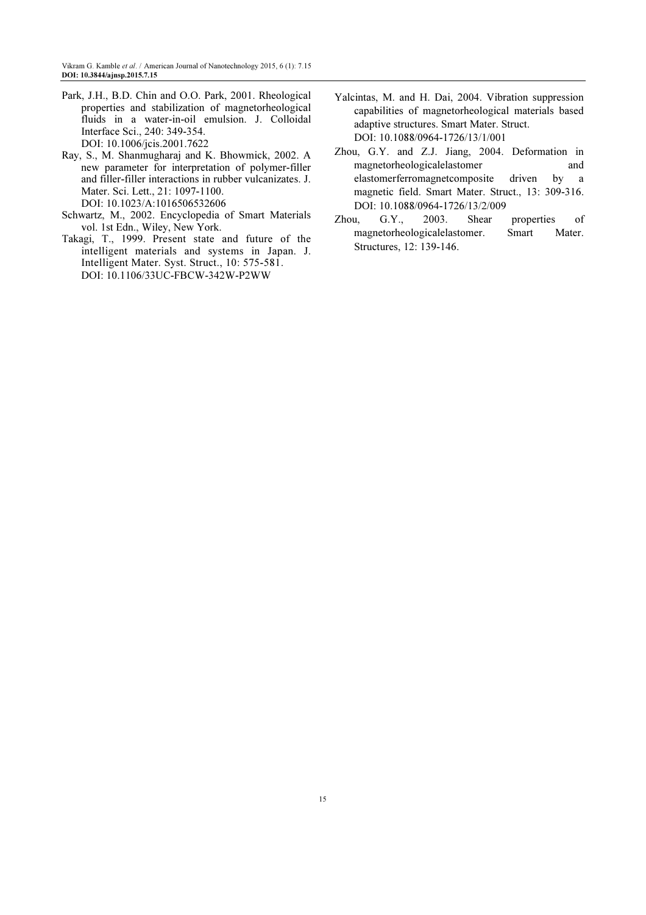Park, J.H., B.D. Chin and O.O. Park, 2001. Rheological properties and stabilization of magnetorheological fluids in a water-in-oil emulsion. J. Colloidal Interface Sci., 240: 349-354. DOI: 10.1006/jcis.2001.7622

Ray, S., M. Shanmugharaj and K. Bhowmick, 2002. A new parameter for interpretation of polymer-filler and filler-filler interactions in rubber vulcanizates. J. Mater. Sci. Lett., 21: 1097-1100. DOI: 10.1023/A:1016506532606

Schwartz, M., 2002. Encyclopedia of Smart Materials vol. 1st Edn., Wiley, New York.

Takagi, T., 1999. Present state and future of the intelligent materials and systems in Japan. J. Intelligent Mater. Syst. Struct., 10: 575-581. DOI: 10.1106/33UC-FBCW-342W-P2WW

Yalcintas, M. and H. Dai, 2004. Vibration suppression capabilities of magnetorheological materials based adaptive structures. Smart Mater. Struct. DOI: 10.1088/0964-1726/13/1/001

Zhou, G.Y. and Z.J. Jiang, 2004. Deformation in magnetorheologicalelastomer and elastomerferromagnetcomposite driven by a magnetic field. Smart Mater. Struct., 13: 309-316. DOI: 10.1088/0964-1726/13/2/009

Zhou, G.Y., 2003. Shear properties of magnetorheologicalelastomer. Smart Mater. Structures, 12: 139-146.